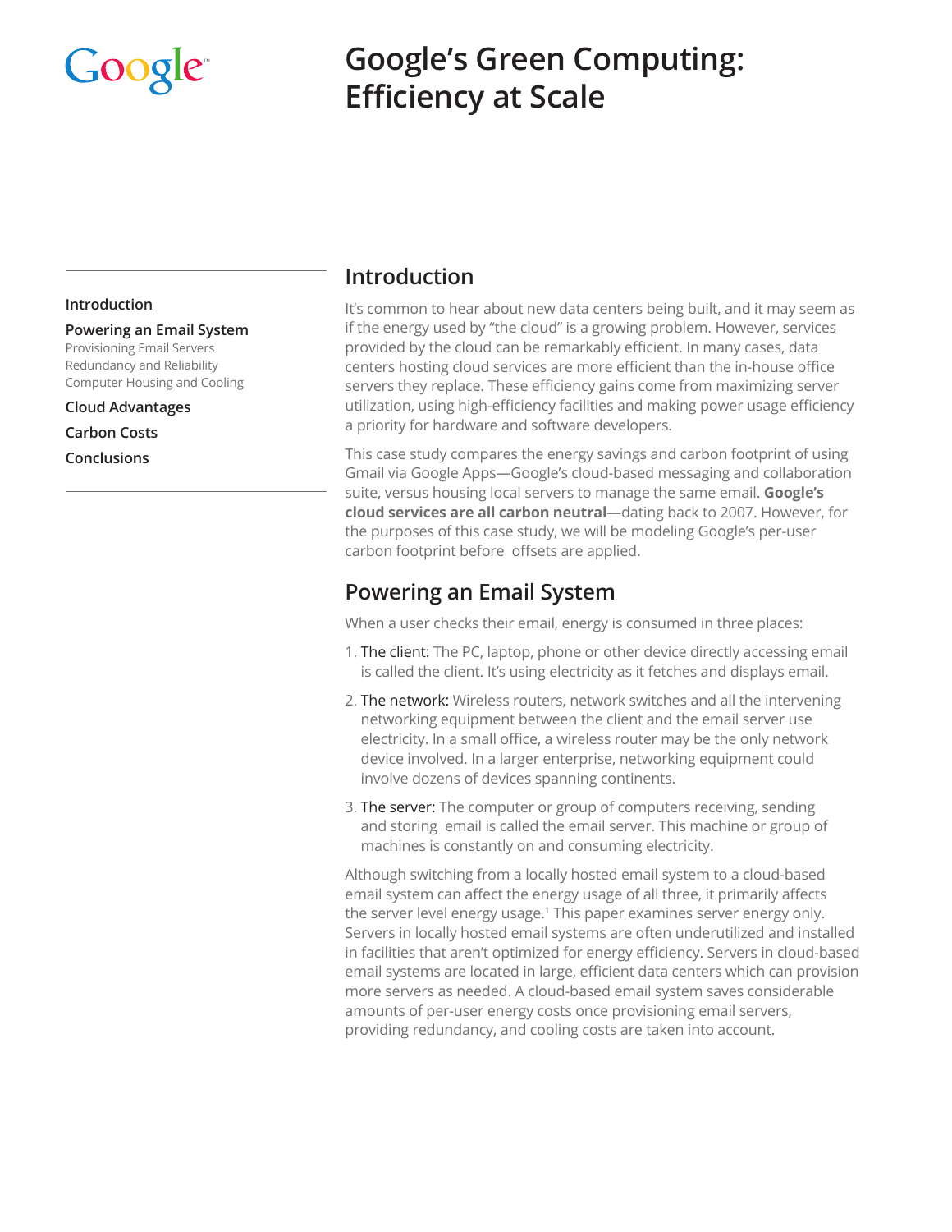Google

# Google's Green Computing: Efficiency at Scale

**Introduction**

**Powering an Email System**
Provisioning Email Servers
Redundancy and Reliability
Computer Housing and Cooling

**Cloud Advantages**

**Carbon Costs**

**Conclusions**

## Introduction

It's common to hear about new data centers being built, and it may seem as if the energy used by "the cloud" is a growing problem. However, services provided by the cloud can be remarkably efficient. In many cases, data centers hosting cloud services are more efficient than the in-house office servers they replace. These efficiency gains come from maximizing server utilization, using high-efficiency facilities and making power usage efficiency a priority for hardware and software developers.

This case study compares the energy savings and carbon footprint of using Gmail via Google Apps—Google's cloud-based messaging and collaboration suite, versus housing local servers to manage the same email. **Google's cloud services are all carbon neutral**—dating back to 2007. However, for the purposes of this case study, we will be modeling Google's per-user carbon footprint before offsets are applied.

## Powering an Email System

When a user checks their email, energy is consumed in three places:

1. The client: The PC, laptop, phone or other device directly accessing email is called the client. It's using electricity as it fetches and displays email.
2. The network: Wireless routers, network switches and all the intervening networking equipment between the client and the email server use electricity. In a small office, a wireless router may be the only network device involved. In a larger enterprise, networking equipment could involve dozens of devices spanning continents.
3. The server: The computer or group of computers receiving, sending and storing email is called the email server. This machine or group of machines is constantly on and consuming electricity.

Although switching from a locally hosted email system to a cloud-based email system can affect the energy usage of all three, it primarily affects the server level energy usage.[1] This paper examines server energy only. Servers in locally hosted email systems are often underutilized and installed in facilities that aren't optimized for energy efficiency. Servers in cloud-based email systems are located in large, efficient data centers which can provision more servers as needed. A cloud-based email system saves considerable amounts of per-user energy costs once provisioning email servers, providing redundancy, and cooling costs are taken into account.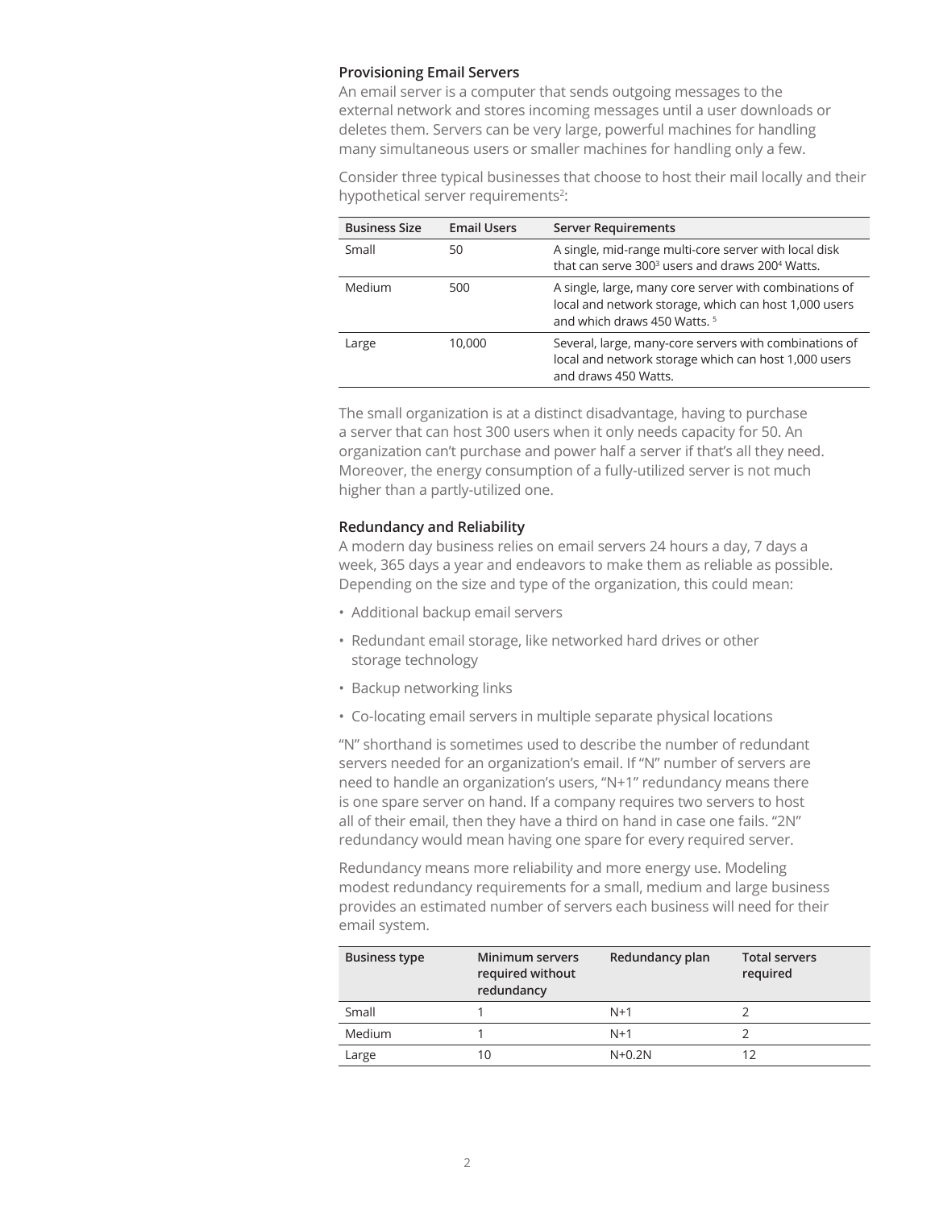### Provisioning Email Servers

An email server is a computer that sends outgoing messages to the external network and stores incoming messages until a user downloads or deletes them. Servers can be very large, powerful machines for handling many simultaneous users or smaller machines for handling only a few.

Consider three typical businesses that choose to host their mail locally and their hypothetical server requirements[2]:

| Business Size | Email Users | Server Requirements |
| --- | --- | --- |
| Small | 50 | A single, mid-range multi-core server with local disk that can serve 300[3] users and draws 200[4] Watts. |
| Medium | 500 | A single, large, many core server with combinations of local and network storage, which can host 1,000 users and which draws 450 Watts. [5] |
| Large | 10,000 | Several, large, many-core servers with combinations of local and network storage which can host 1,000 users and draws 450 Watts. |

The small organization is at a distinct disadvantage, having to purchase a server that can host 300 users when it only needs capacity for 50. An organization can't purchase and power half a server if that's all they need. Moreover, the energy consumption of a fully-utilized server is not much higher than a partly-utilized one.

### Redundancy and Reliability

A modern day business relies on email servers 24 hours a day, 7 days a week, 365 days a year and endeavors to make them as reliable as possible. Depending on the size and type of the organization, this could mean:

- Additional backup email servers
- Redundant email storage, like networked hard drives or other storage technology
- Backup networking links
- Co-locating email servers in multiple separate physical locations

"N" shorthand is sometimes used to describe the number of redundant servers needed for an organization's email. If "N" number of servers are need to handle an organization's users, "N+1" redundancy means there is one spare server on hand. If a company requires two servers to host all of their email, then they have a third on hand in case one fails. "2N" redundancy would mean having one spare for every required server.

Redundancy means more reliability and more energy use. Modeling modest redundancy requirements for a small, medium and large business provides an estimated number of servers each business will need for their email system.

| Business type | Minimum servers required without redundancy | Redundancy plan | Total servers required |
| --- | --- | --- | --- |
| Small | 1 | N+1 | 2 |
| Medium | 1 | N+1 | 2 |
| Large | 10 | N+0.2N | 12 |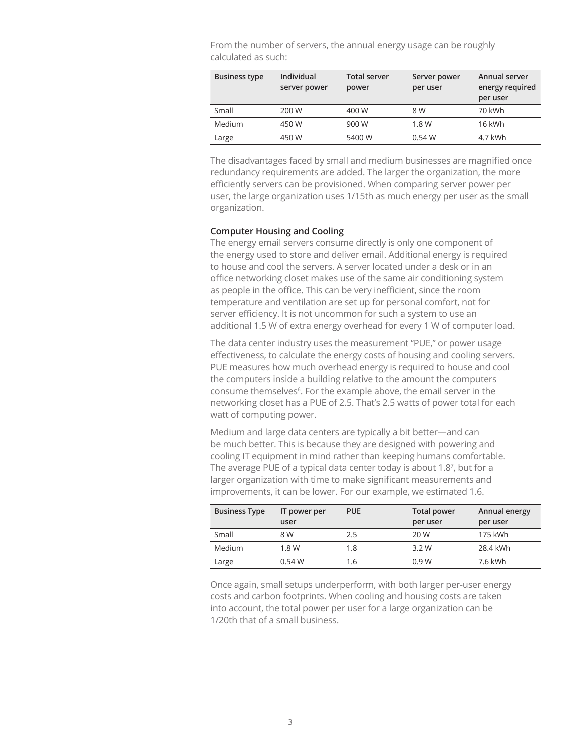From the number of servers, the annual energy usage can be roughly calculated as such:

| Business type | Individual server power | Total server power | Server power per user | Annual server energy required per user |
| --- | --- | --- | --- | --- |
| Small | 200 W | 400 W | 8 W | 70 kWh |
| Medium | 450 W | 900 W | 1.8 W | 16 kWh |
| Large | 450 W | 5400 W | 0.54 W | 4.7 kWh |

The disadvantages faced by small and medium businesses are magnified once redundancy requirements are added. The larger the organization, the more efficiently servers can be provisioned. When comparing server power per user, the large organization uses 1/15th as much energy per user as the small organization.

### Computer Housing and Cooling

The energy email servers consume directly is only one component of the energy used to store and deliver email. Additional energy is required to house and cool the servers. A server located under a desk or in an office networking closet makes use of the same air conditioning system as people in the office. This can be very inefficient, since the room temperature and ventilation are set up for personal comfort, not for server efficiency. It is not uncommon for such a system to use an additional 1.5 W of extra energy overhead for every 1 W of computer load.

The data center industry uses the measurement "PUE," or power usage effectiveness, to calculate the energy costs of housing and cooling servers. PUE measures how much overhead energy is required to house and cool the computers inside a building relative to the amount the computers consume themselves[6]. For the example above, the email server in the networking closet has a PUE of 2.5. That's 2.5 watts of power total for each watt of computing power.

Medium and large data centers are typically a bit better—and can be much better. This is because they are designed with powering and cooling IT equipment in mind rather than keeping humans comfortable. The average PUE of a typical data center today is about 1.8[7], but for a larger organization with time to make significant measurements and improvements, it can be lower. For our example, we estimated 1.6.

| Business Type | IT power per user | PUE | Total power per user | Annual energy per user |
| --- | --- | --- | --- | --- |
| Small | 8 W | 2.5 | 20 W | 175 kWh |
| Medium | 1.8 W | 1.8 | 3.2 W | 28.4 kWh |
| Large | 0.54 W | 1.6 | 0.9 W | 7.6 kWh |

Once again, small setups underperform, with both larger per-user energy costs and carbon footprints. When cooling and housing costs are taken into account, the total power per user for a large organization can be 1/20th that of a small business.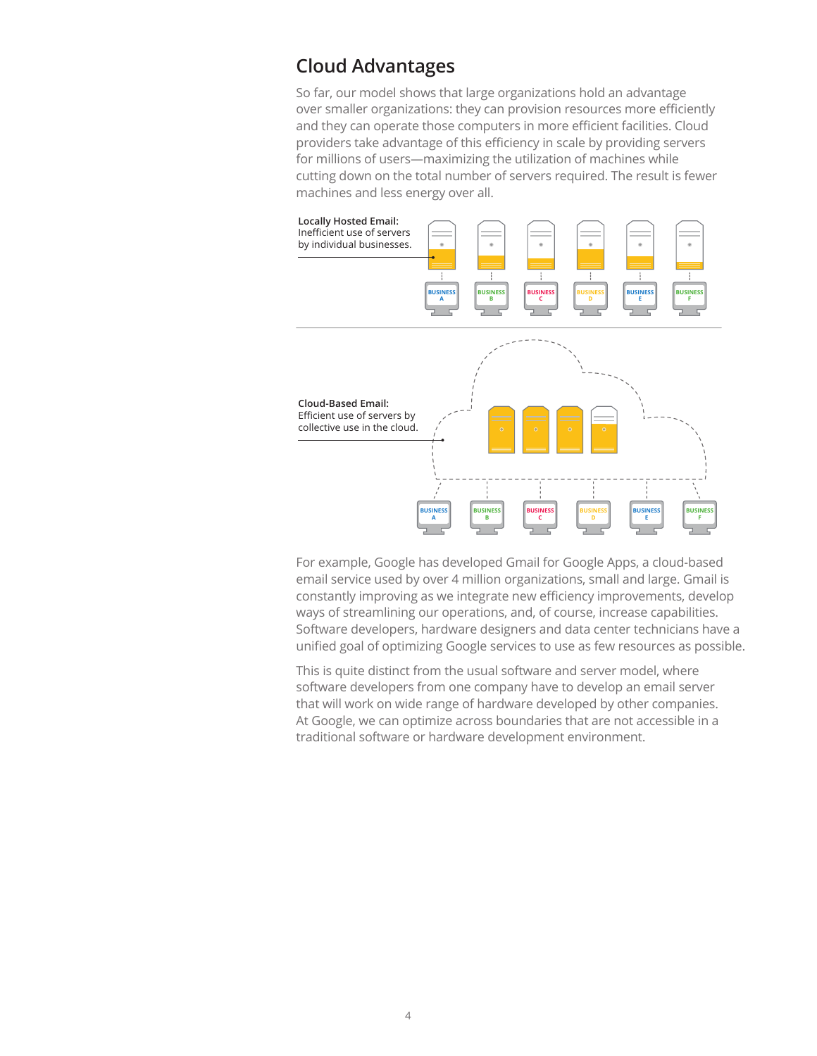## Cloud Advantages

So far, our model shows that large organizations hold an advantage over smaller organizations: they can provision resources more efficiently and they can operate those computers in more efficient facilities. Cloud providers take advantage of this efficiency in scale by providing servers for millions of users—maximizing the utilization of machines while cutting down on the total number of servers required. The result is fewer machines and less energy over all.

**Locally Hosted Email:**
Inefficient use of servers by individual businesses.

BUSINESS A · BUSINESS B · BUSINESS C · BUSINESS D · BUSINESS E · BUSINESS F

**Cloud-Based Email:**
Efficient use of servers by collective use in the cloud.

BUSINESS A · BUSINESS B · BUSINESS C · BUSINESS D · BUSINESS E · BUSINESS F

For example, Google has developed Gmail for Google Apps, a cloud-based email service used by over 4 million organizations, small and large. Gmail is constantly improving as we integrate new efficiency improvements, develop ways of streamlining our operations, and, of course, increase capabilities. Software developers, hardware designers and data center technicians have a unified goal of optimizing Google services to use as few resources as possible.

This is quite distinct from the usual software and server model, where software developers from one company have to develop an email server that will work on wide range of hardware developed by other companies. At Google, we can optimize across boundaries that are not accessible in a traditional software or hardware development environment.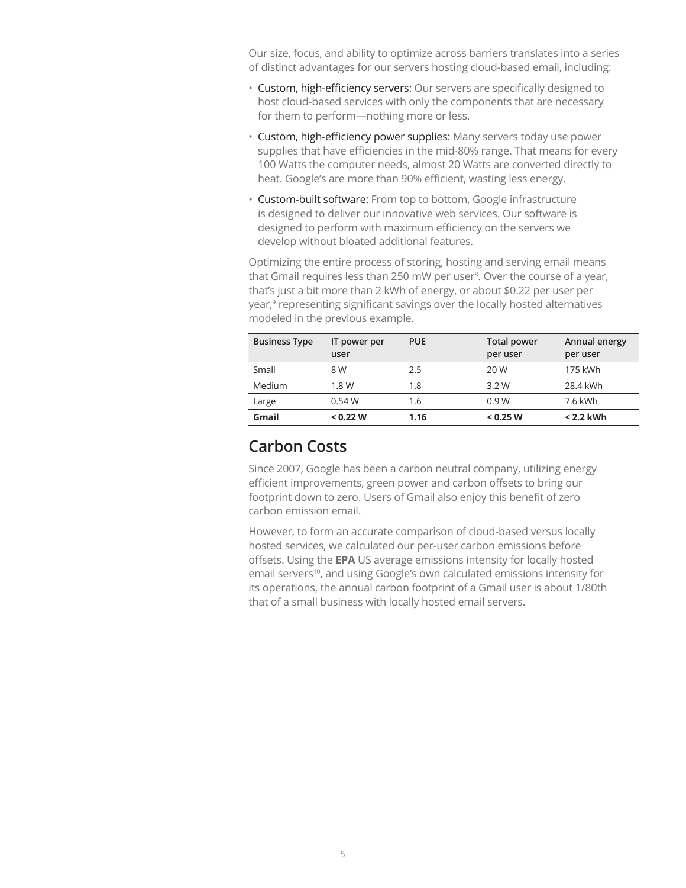Our size, focus, and ability to optimize across barriers translates into a series of distinct advantages for our servers hosting cloud-based email, including:

- Custom, high-efficiency servers: Our servers are specifically designed to host cloud-based services with only the components that are necessary for them to perform—nothing more or less.
- Custom, high-efficiency power supplies: Many servers today use power supplies that have efficiencies in the mid-80% range. That means for every 100 Watts the computer needs, almost 20 Watts are converted directly to heat. Google's are more than 90% efficient, wasting less energy.
- Custom-built software: From top to bottom, Google infrastructure is designed to deliver our innovative web services. Our software is designed to perform with maximum efficiency on the servers we develop without bloated additional features.

Optimizing the entire process of storing, hosting and serving email means that Gmail requires less than 250 mW per user[8]. Over the course of a year, that's just a bit more than 2 kWh of energy, or about $0.22 per user per year,[9] representing significant savings over the locally hosted alternatives modeled in the previous example.

| Business Type | IT power per user | PUE | Total power per user | Annual energy per user |
|---|---|---|---|---|
| Small | 8 W | 2.5 | 20 W | 175 kWh |
| Medium | 1.8 W | 1.8 | 3.2 W | 28.4 kWh |
| Large | 0.54 W | 1.6 | 0.9 W | 7.6 kWh |
| **Gmail** | **< 0.22 W** | **1.16** | **< 0.25 W** | **< 2.2 kWh** |

## Carbon Costs

Since 2007, Google has been a carbon neutral company, utilizing energy efficient improvements, green power and carbon offsets to bring our footprint down to zero. Users of Gmail also enjoy this benefit of zero carbon emission email.

However, to form an accurate comparison of cloud-based versus locally hosted services, we calculated our per-user carbon emissions before offsets. Using the **EPA** US average emissions intensity for locally hosted email servers[10], and using Google's own calculated emissions intensity for its operations, the annual carbon footprint of a Gmail user is about 1/80th that of a small business with locally hosted email servers.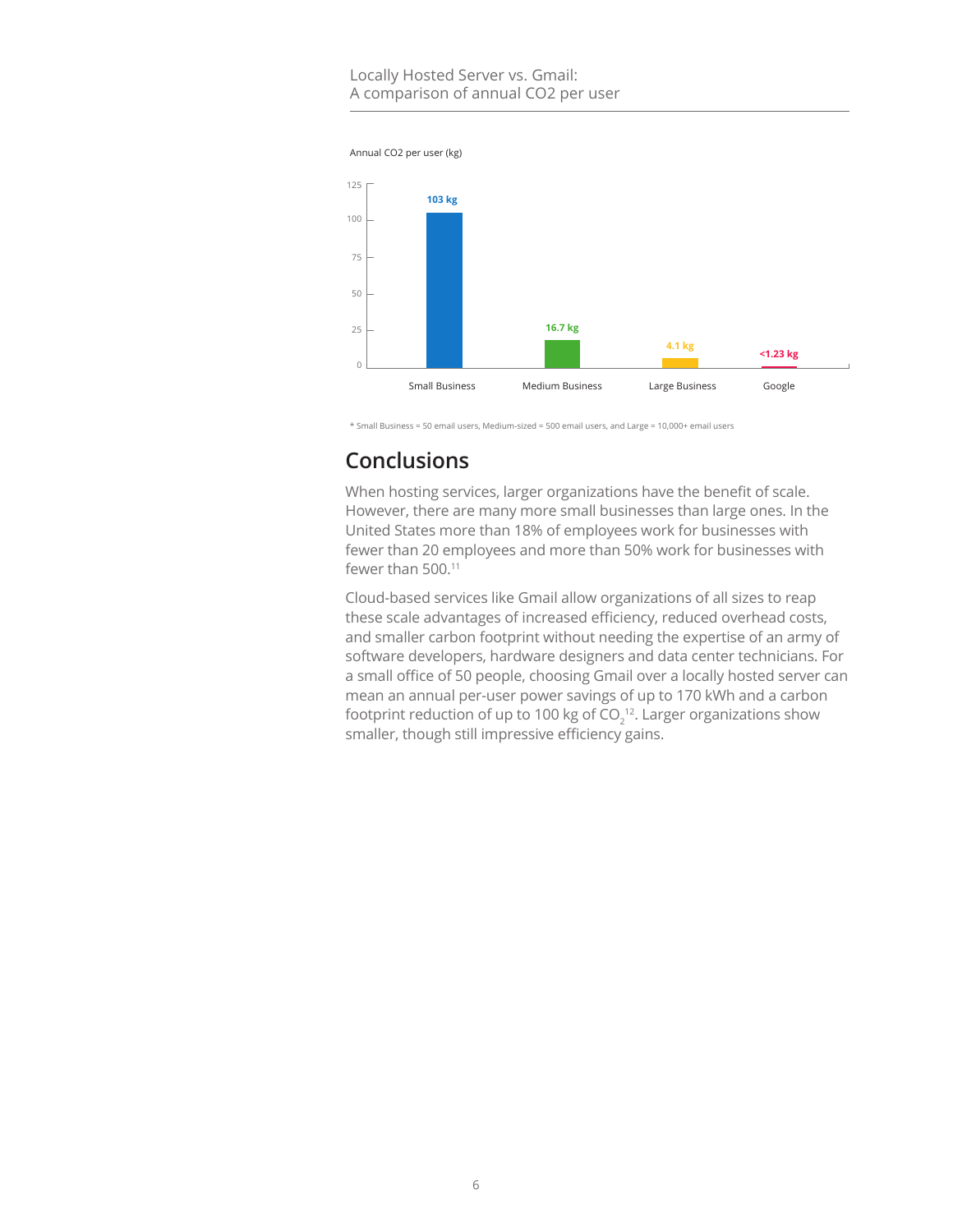Locally Hosted Server vs. Gmail:
A comparison of annual CO2 per user

Annual CO2 per user (kg)

| Category | Annual CO2 per user (kg) |
| --- | --- |
| Small Business | 103 kg |
| Medium Business | 16.7 kg |
| Large Business | 4.1 kg |
| Google | <1.23 kg |

* Small Business = 50 email users, Medium-sized = 500 email users, and Large = 10,000+ email users

## Conclusions

When hosting services, larger organizations have the benefit of scale. However, there are many more small businesses than large ones. In the United States more than 18% of employees work for businesses with fewer than 20 employees and more than 50% work for businesses with fewer than 500.[11]

Cloud-based services like Gmail allow organizations of all sizes to reap these scale advantages of increased efficiency, reduced overhead costs, and smaller carbon footprint without needing the expertise of an army of software developers, hardware designers and data center technicians. For a small office of 50 people, choosing Gmail over a locally hosted server can mean an annual per-user power savings of up to 170 kWh and a carbon footprint reduction of up to 100 kg of $CO_2$[12]. Larger organizations show smaller, though still impressive efficiency gains.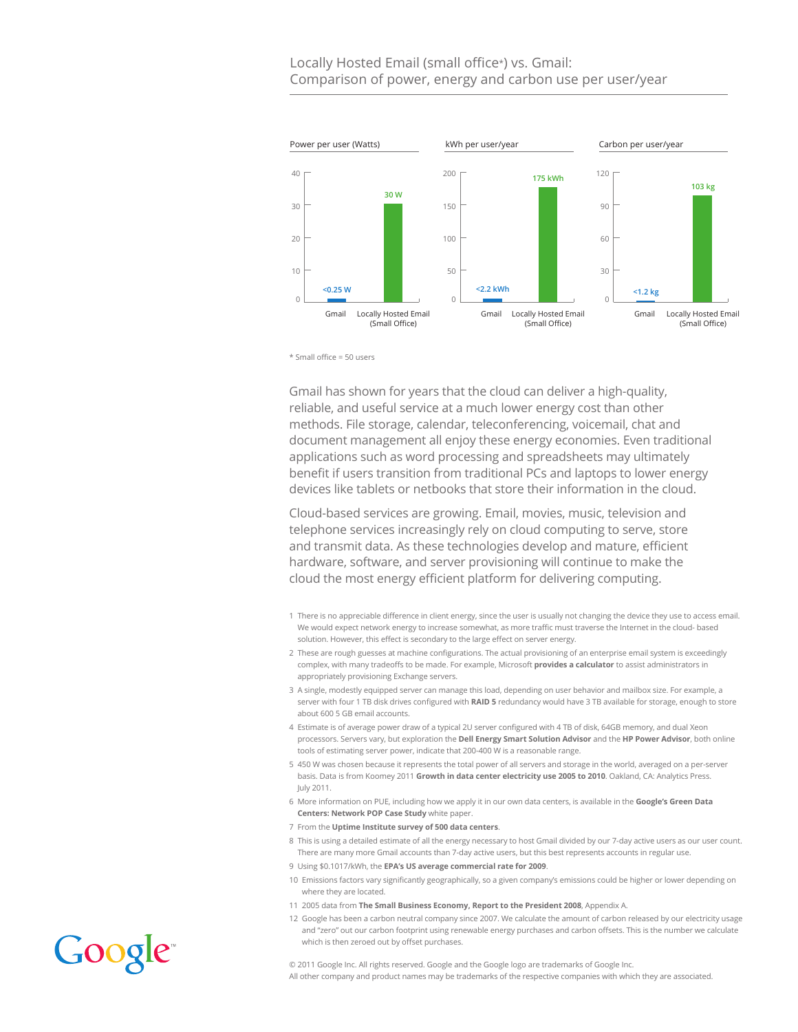## Locally Hosted Email (small office*) vs. Gmail: Comparison of power, energy and carbon use per user/year

Power per user (Watts)

40
30
20
10
0

<0.25 W
30 W

Gmail
Locally Hosted Email (Small Office)

kWh per user/year

200
150
100
50
0

<2.2 kWh
175 kWh

Gmail
Locally Hosted Email (Small Office)

Carbon per user/year

120
90
60
30
0

<1.2 kg
103 kg

Gmail
Locally Hosted Email (Small Office)

* Small office = 50 users

Gmail has shown for years that the cloud can deliver a high-quality, reliable, and useful service at a much lower energy cost than other methods. File storage, calendar, teleconferencing, voicemail, chat and document management all enjoy these energy economies. Even traditional applications such as word processing and spreadsheets may ultimately benefit if users transition from traditional PCs and laptops to lower energy devices like tablets or netbooks that store their information in the cloud.

Cloud-based services are growing. Email, movies, music, television and telephone services increasingly rely on cloud computing to serve, store and transmit data. As these technologies develop and mature, efficient hardware, software, and server provisioning will continue to make the cloud the most energy efficient platform for delivering computing.

1 There is no appreciable difference in client energy, since the user is usually not changing the device they use to access email. We would expect network energy to increase somewhat, as more traffic must traverse the Internet in the cloud- based solution. However, this effect is secondary to the large effect on server energy.

2 These are rough guesses at machine configurations. The actual provisioning of an enterprise email system is exceedingly complex, with many tradeoffs to be made. For example, Microsoft **provides a calculator** to assist administrators in appropriately provisioning Exchange servers.

3 A single, modestly equipped server can manage this load, depending on user behavior and mailbox size. For example, a server with four 1 TB disk drives configured with **RAID 5** redundancy would have 3 TB available for storage, enough to store about 600 5 GB email accounts.

4 Estimate is of average power draw of a typical 2U server configured with 4 TB of disk, 64GB memory, and dual Xeon processors. Servers vary, but exploration the **Dell Energy Smart Solution Advisor** and the **HP Power Advisor**, both online tools of estimating server power, indicate that 200-400 W is a reasonable range.

5 450 W was chosen because it represents the total power of all servers and storage in the world, averaged on a per-server basis. Data is from Koomey 2011 **Growth in data center electricity use 2005 to 2010**. Oakland, CA: Analytics Press. July 2011.

6 More information on PUE, including how we apply it in our own data centers, is available in the **Google's Green Data Centers: Network POP Case Study** white paper.

7 From the **Uptime Institute survey of 500 data centers**.

8 This is using a detailed estimate of all the energy necessary to host Gmail divided by our 7-day active users as our user count. There are many more Gmail accounts than 7-day active users, but this best represents accounts in regular use.

9 Using $0.1017/kWh, the **EPA's US average commercial rate for 2009**.

10 Emissions factors vary significantly geographically, so a given company's emissions could be higher or lower depending on where they are located.

11 2005 data from **The Small Business Economy, Report to the President 2008**, Appendix A.

12 Google has been a carbon neutral company since 2007. We calculate the amount of carbon released by our electricity usage and "zero" out our carbon footprint using renewable energy purchases and carbon offsets. This is the number we calculate which is then zeroed out by offset purchases.

© 2011 Google Inc. All rights reserved. Google and the Google logo are trademarks of Google Inc.
All other company and product names may be trademarks of the respective companies with which they are associated.